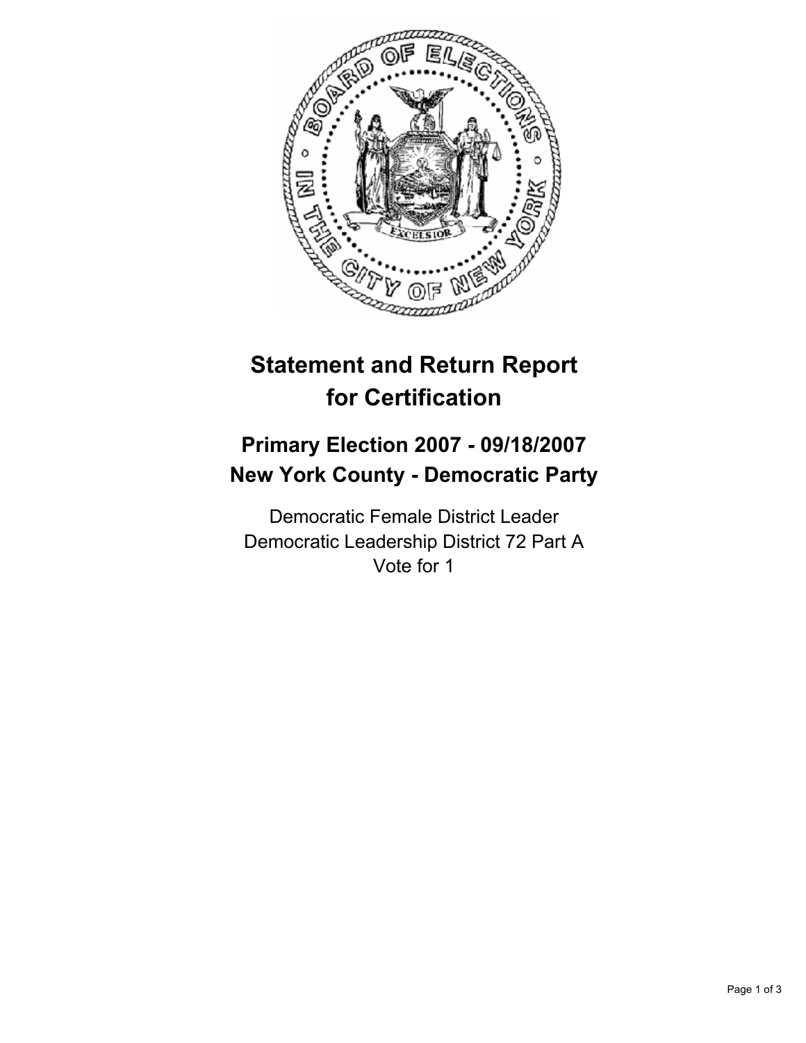# Statement and Return Report for Certification

## Primary Election 2007 - 09/18/2007
## New York County - Democratic Party

Democratic Female District Leader
Democratic Leadership District 72 Part A
Vote for 1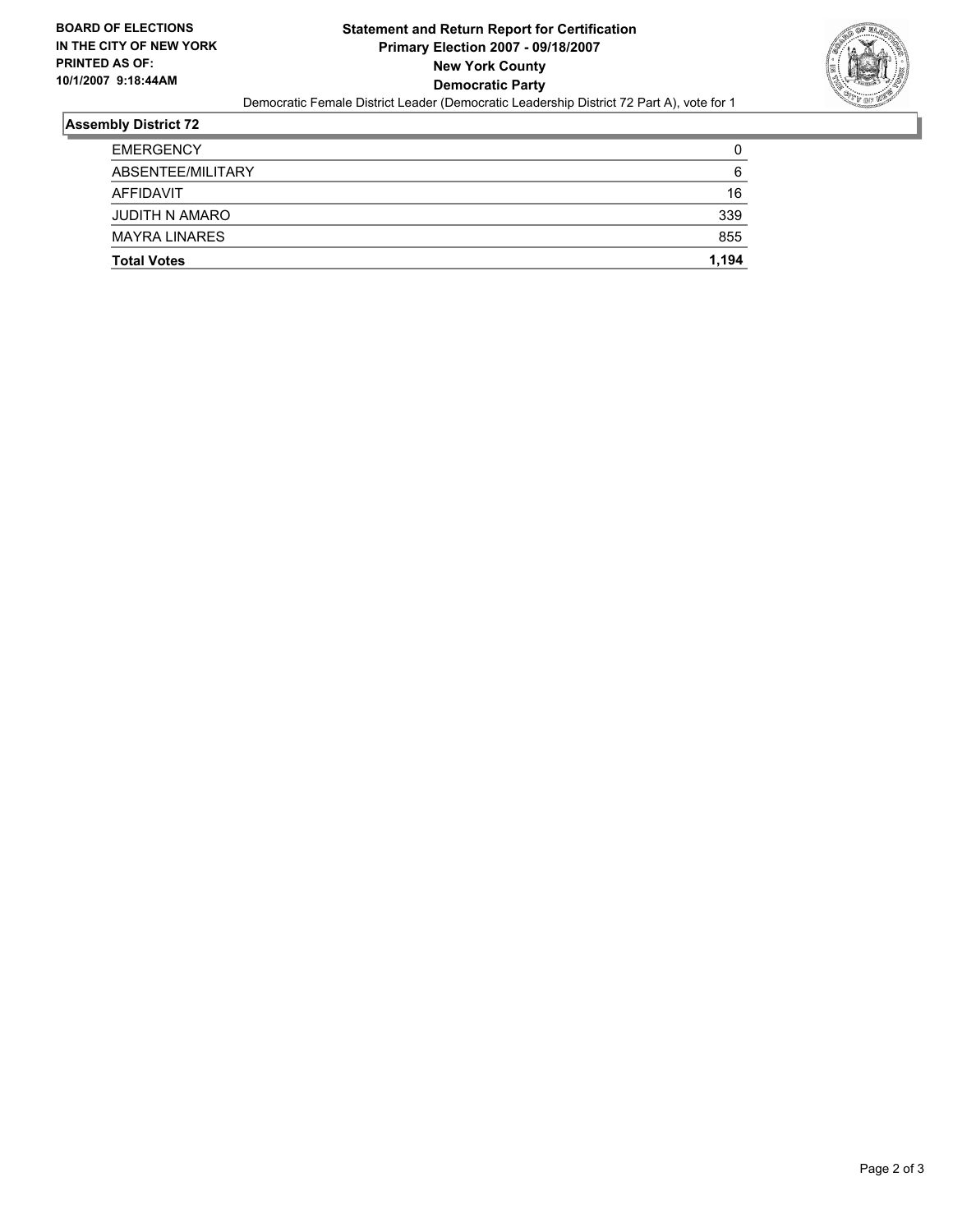**BOARD OF ELECTIONS IN THE CITY OF NEW YORK PRINTED AS OF: 10/1/2007 9:18:44AM**

**Statement and Return Report for Certification**
**Primary Election 2007 - 09/18/2007**
**New York County**
**Democratic Party**

Democratic Female District Leader (Democratic Leadership District 72 Part A), vote for 1

### Assembly District 72

| | |
|---|---|
| EMERGENCY | 0 |
| ABSENTEE/MILITARY | 6 |
| AFFIDAVIT | 16 |
| JUDITH N AMARO | 339 |
| MAYRA LINARES | 855 |
| **Total Votes** | **1,194** |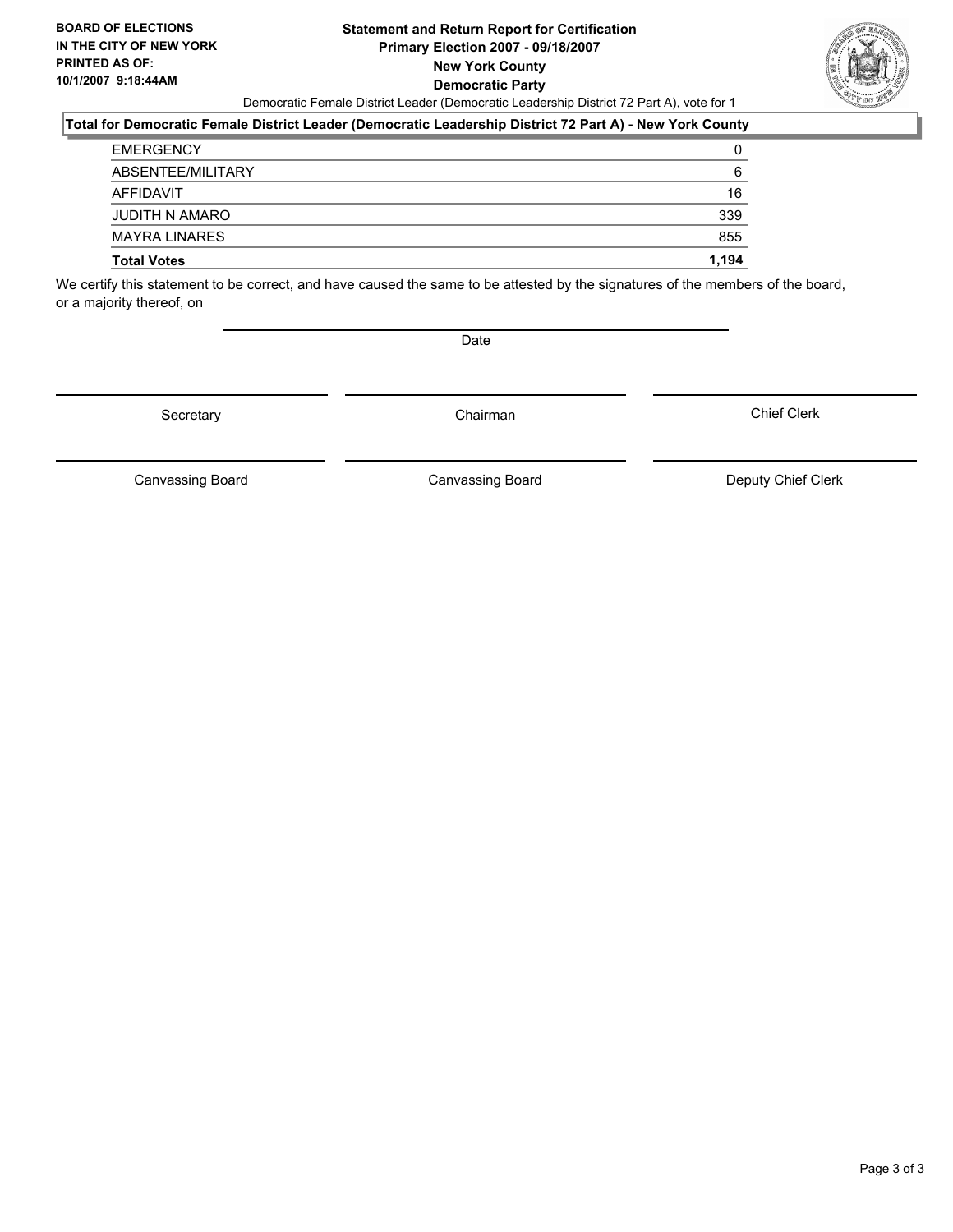**BOARD OF ELECTIONS**
**IN THE CITY OF NEW YORK**
**PRINTED AS OF:**
**10/1/2007 9:18:44AM**

# Statement and Return Report for Certification
## Primary Election 2007 - 09/18/2007
## New York County
## Democratic Party

Democratic Female District Leader (Democratic Leadership District 72 Part A), vote for 1

**Total for Democratic Female District Leader (Democratic Leadership District 72 Part A) - New York County**

| | |
|---|---|
| EMERGENCY | 0 |
| ABSENTEE/MILITARY | 6 |
| AFFIDAVIT | 16 |
| JUDITH N AMARO | 339 |
| MAYRA LINARES | 855 |
| **Total Votes** | **1,194** |

We certify this statement to be correct, and have caused the same to be attested by the signatures of the members of the board, or a majority thereof, on

Date

Secretary

Chairman

Chief Clerk

Canvassing Board

Canvassing Board

Deputy Chief Clerk